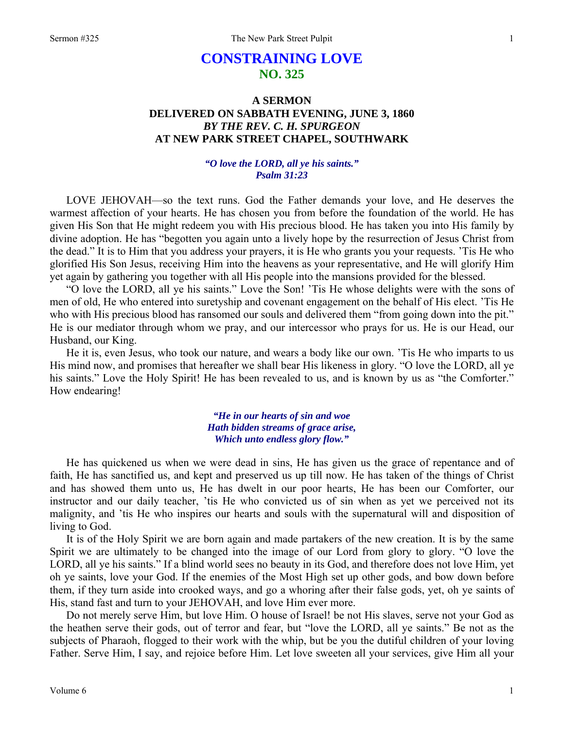# CONSTRAINING LOVE
## NO. 325

### A SERMON
### DELIVERED ON SABBATH EVENING, JUNE 3, 1860
### *BY THE REV. C. H. SPURGEON*
### AT NEW PARK STREET CHAPEL, SOUTHWARK

***"O love the LORD, all ye his saints."***
***Psalm 31:23***

LOVE JEHOVAH—so the text runs. God the Father demands your love, and He deserves the warmest affection of your hearts. He has chosen you from before the foundation of the world. He has given His Son that He might redeem you with His precious blood. He has taken you into His family by divine adoption. He has "begotten you again unto a lively hope by the resurrection of Jesus Christ from the dead." It is to Him that you address your prayers, it is He who grants you your requests. 'Tis He who glorified His Son Jesus, receiving Him into the heavens as your representative, and He will glorify Him yet again by gathering you together with all His people into the mansions provided for the blessed.

"O love the LORD, all ye his saints." Love the Son! 'Tis He whose delights were with the sons of men of old, He who entered into suretyship and covenant engagement on the behalf of His elect. 'Tis He who with His precious blood has ransomed our souls and delivered them "from going down into the pit." He is our mediator through whom we pray, and our intercessor who prays for us. He is our Head, our Husband, our King.

He it is, even Jesus, who took our nature, and wears a body like our own. 'Tis He who imparts to us His mind now, and promises that hereafter we shall bear His likeness in glory. "O love the LORD, all ye his saints." Love the Holy Spirit! He has been revealed to us, and is known by us as "the Comforter." How endearing!

> ***"He in our hearts of sin and woe***
> ***Hath bidden streams of grace arise,***
> ***Which unto endless glory flow."***

He has quickened us when we were dead in sins, He has given us the grace of repentance and of faith, He has sanctified us, and kept and preserved us up till now. He has taken of the things of Christ and has showed them unto us, He has dwelt in our poor hearts, He has been our Comforter, our instructor and our daily teacher, 'tis He who convicted us of sin when as yet we perceived not its malignity, and 'tis He who inspires our hearts and souls with the supernatural will and disposition of living to God.

It is of the Holy Spirit we are born again and made partakers of the new creation. It is by the same Spirit we are ultimately to be changed into the image of our Lord from glory to glory. "O love the LORD, all ye his saints." If a blind world sees no beauty in its God, and therefore does not love Him, yet oh ye saints, love your God. If the enemies of the Most High set up other gods, and bow down before them, if they turn aside into crooked ways, and go a whoring after their false gods, yet, oh ye saints of His, stand fast and turn to your JEHOVAH, and love Him ever more.

Do not merely serve Him, but love Him. O house of Israel! be not His slaves, serve not your God as the heathen serve their gods, out of terror and fear, but "love the LORD, all ye saints." Be not as the subjects of Pharaoh, flogged to their work with the whip, but be you the dutiful children of your loving Father. Serve Him, I say, and rejoice before Him. Let love sweeten all your services, give Him all your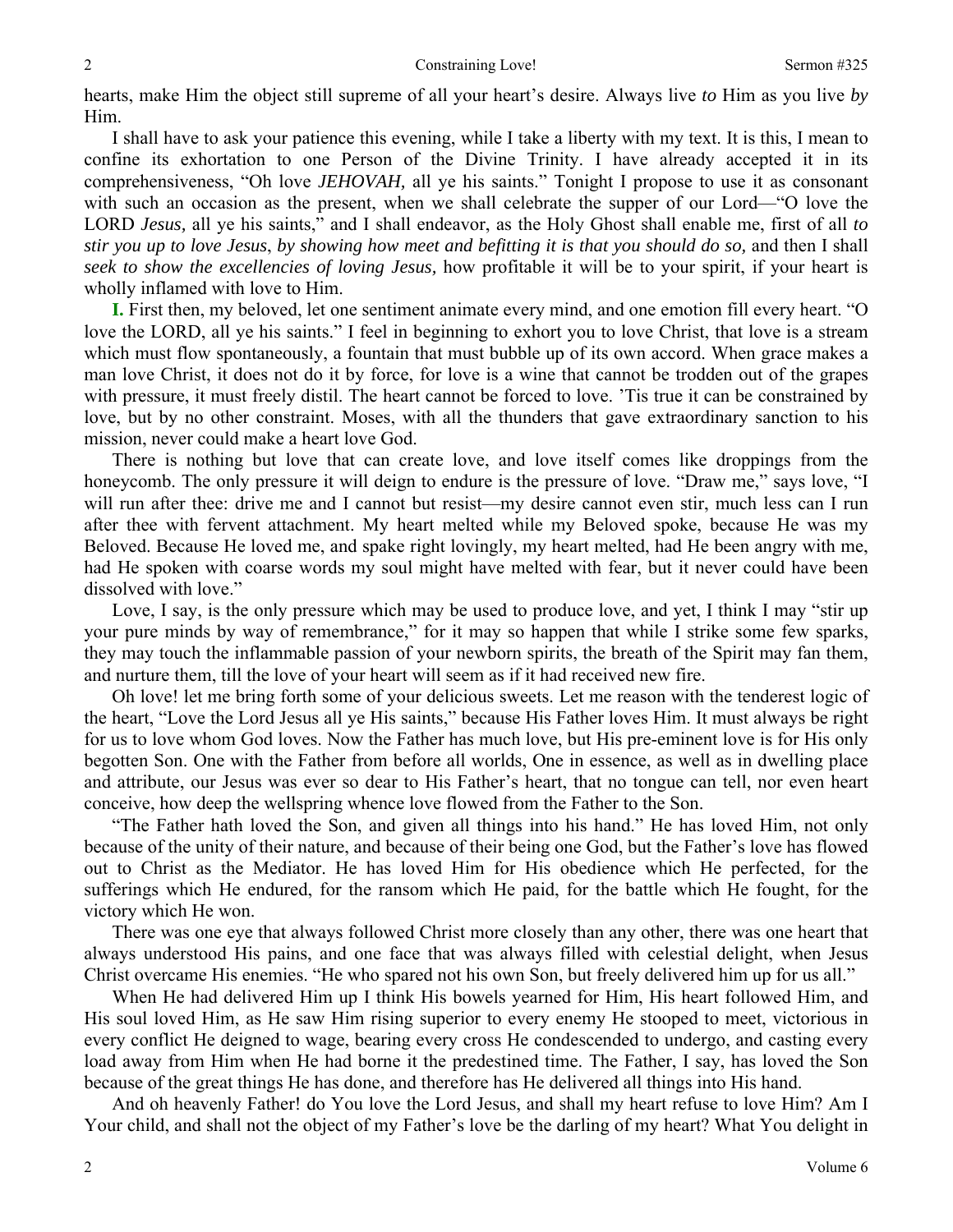hearts, make Him the object still supreme of all your heart's desire. Always live *to* Him as you live *by* Him.

I shall have to ask your patience this evening, while I take a liberty with my text. It is this, I mean to confine its exhortation to one Person of the Divine Trinity. I have already accepted it in its comprehensiveness, "Oh love *JEHOVAH,* all ye his saints." Tonight I propose to use it as consonant with such an occasion as the present, when we shall celebrate the supper of our Lord—"O love the LORD *Jesus,* all ye his saints," and I shall endeavor, as the Holy Ghost shall enable me, first of all *to stir you up to love Jesus*, *by showing how meet and befitting it is that you should do so,* and then I shall *seek to show the excellencies of loving Jesus,* how profitable it will be to your spirit, if your heart is wholly inflamed with love to Him.

**I.** First then, my beloved, let one sentiment animate every mind, and one emotion fill every heart. "O love the LORD, all ye his saints." I feel in beginning to exhort you to love Christ, that love is a stream which must flow spontaneously, a fountain that must bubble up of its own accord. When grace makes a man love Christ, it does not do it by force, for love is a wine that cannot be trodden out of the grapes with pressure, it must freely distil. The heart cannot be forced to love. 'Tis true it can be constrained by love, but by no other constraint. Moses, with all the thunders that gave extraordinary sanction to his mission, never could make a heart love God.

There is nothing but love that can create love, and love itself comes like droppings from the honeycomb. The only pressure it will deign to endure is the pressure of love. "Draw me," says love, "I will run after thee: drive me and I cannot but resist—my desire cannot even stir, much less can I run after thee with fervent attachment. My heart melted while my Beloved spoke, because He was my Beloved. Because He loved me, and spake right lovingly, my heart melted, had He been angry with me, had He spoken with coarse words my soul might have melted with fear, but it never could have been dissolved with love."

Love, I say, is the only pressure which may be used to produce love, and yet, I think I may "stir up your pure minds by way of remembrance," for it may so happen that while I strike some few sparks, they may touch the inflammable passion of your newborn spirits, the breath of the Spirit may fan them, and nurture them, till the love of your heart will seem as if it had received new fire.

Oh love! let me bring forth some of your delicious sweets. Let me reason with the tenderest logic of the heart, "Love the Lord Jesus all ye His saints," because His Father loves Him. It must always be right for us to love whom God loves. Now the Father has much love, but His pre-eminent love is for His only begotten Son. One with the Father from before all worlds, One in essence, as well as in dwelling place and attribute, our Jesus was ever so dear to His Father's heart, that no tongue can tell, nor even heart conceive, how deep the wellspring whence love flowed from the Father to the Son.

"The Father hath loved the Son, and given all things into his hand." He has loved Him, not only because of the unity of their nature, and because of their being one God, but the Father's love has flowed out to Christ as the Mediator. He has loved Him for His obedience which He perfected, for the sufferings which He endured, for the ransom which He paid, for the battle which He fought, for the victory which He won.

There was one eye that always followed Christ more closely than any other, there was one heart that always understood His pains, and one face that was always filled with celestial delight, when Jesus Christ overcame His enemies. "He who spared not his own Son, but freely delivered him up for us all."

When He had delivered Him up I think His bowels yearned for Him, His heart followed Him, and His soul loved Him, as He saw Him rising superior to every enemy He stooped to meet, victorious in every conflict He deigned to wage, bearing every cross He condescended to undergo, and casting every load away from Him when He had borne it the predestined time. The Father, I say, has loved the Son because of the great things He has done, and therefore has He delivered all things into His hand.

And oh heavenly Father! do You love the Lord Jesus, and shall my heart refuse to love Him? Am I Your child, and shall not the object of my Father's love be the darling of my heart? What You delight in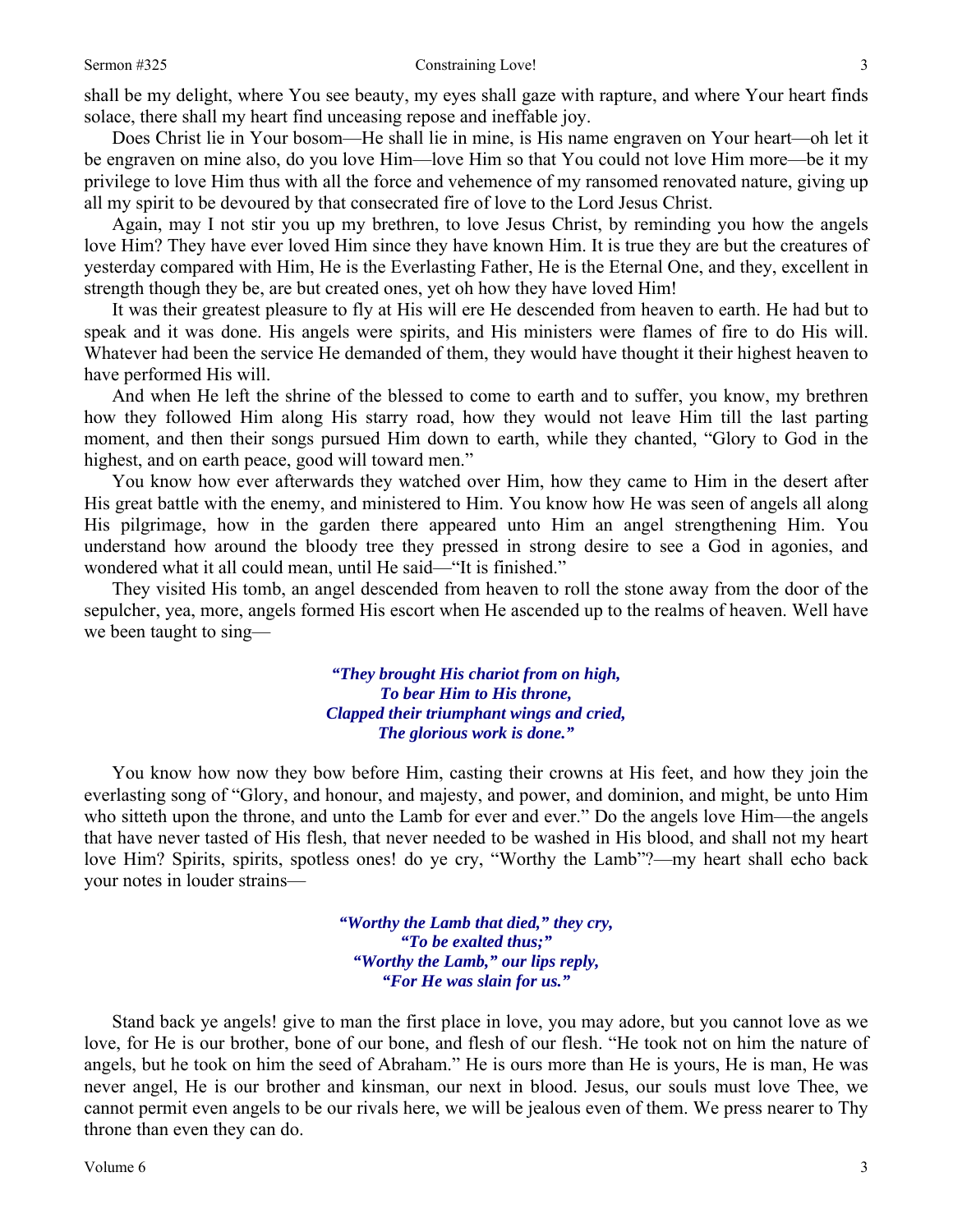shall be my delight, where You see beauty, my eyes shall gaze with rapture, and where Your heart finds solace, there shall my heart find unceasing repose and ineffable joy.

Does Christ lie in Your bosom—He shall lie in mine, is His name engraven on Your heart—oh let it be engraven on mine also, do you love Him—love Him so that You could not love Him more—be it my privilege to love Him thus with all the force and vehemence of my ransomed renovated nature, giving up all my spirit to be devoured by that consecrated fire of love to the Lord Jesus Christ.

Again, may I not stir you up my brethren, to love Jesus Christ, by reminding you how the angels love Him? They have ever loved Him since they have known Him. It is true they are but the creatures of yesterday compared with Him, He is the Everlasting Father, He is the Eternal One, and they, excellent in strength though they be, are but created ones, yet oh how they have loved Him!

It was their greatest pleasure to fly at His will ere He descended from heaven to earth. He had but to speak and it was done. His angels were spirits, and His ministers were flames of fire to do His will. Whatever had been the service He demanded of them, they would have thought it their highest heaven to have performed His will.

And when He left the shrine of the blessed to come to earth and to suffer, you know, my brethren how they followed Him along His starry road, how they would not leave Him till the last parting moment, and then their songs pursued Him down to earth, while they chanted, "Glory to God in the highest, and on earth peace, good will toward men."

You know how ever afterwards they watched over Him, how they came to Him in the desert after His great battle with the enemy, and ministered to Him. You know how He was seen of angels all along His pilgrimage, how in the garden there appeared unto Him an angel strengthening Him. You understand how around the bloody tree they pressed in strong desire to see a God in agonies, and wondered what it all could mean, until He said—"It is finished."

They visited His tomb, an angel descended from heaven to roll the stone away from the door of the sepulcher, yea, more, angels formed His escort when He ascended up to the realms of heaven. Well have we been taught to sing—

> ***"They brought His chariot from on high,***
> ***To bear Him to His throne,***
> ***Clapped their triumphant wings and cried,***
> ***The glorious work is done."***

You know how now they bow before Him, casting their crowns at His feet, and how they join the everlasting song of "Glory, and honour, and majesty, and power, and dominion, and might, be unto Him who sitteth upon the throne, and unto the Lamb for ever and ever." Do the angels love Him—the angels that have never tasted of His flesh, that never needed to be washed in His blood, and shall not my heart love Him? Spirits, spirits, spotless ones! do ye cry, "Worthy the Lamb"?—my heart shall echo back your notes in louder strains—

> ***"Worthy the Lamb that died," they cry,***
> ***"To be exalted thus;"***
> ***"Worthy the Lamb," our lips reply,***
> ***"For He was slain for us."***

Stand back ye angels! give to man the first place in love, you may adore, but you cannot love as we love, for He is our brother, bone of our bone, and flesh of our flesh. "He took not on him the nature of angels, but he took on him the seed of Abraham." He is ours more than He is yours, He is man, He was never angel, He is our brother and kinsman, our next in blood. Jesus, our souls must love Thee, we cannot permit even angels to be our rivals here, we will be jealous even of them. We press nearer to Thy throne than even they can do.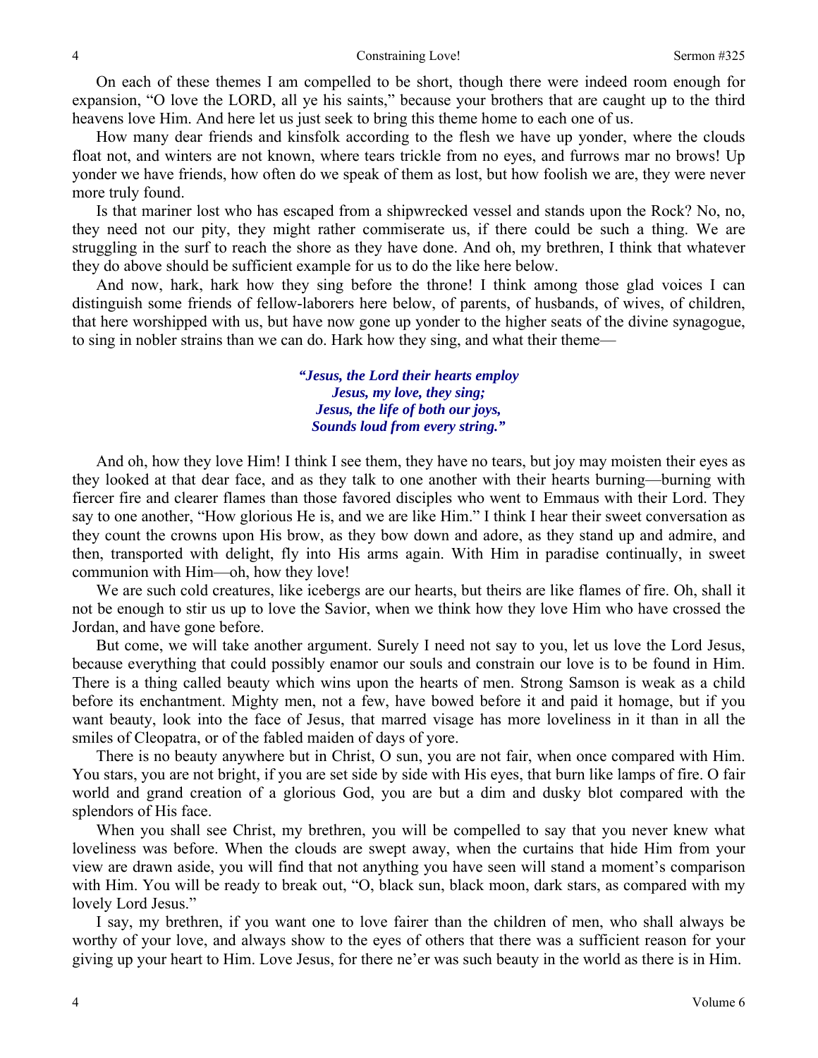On each of these themes I am compelled to be short, though there were indeed room enough for expansion, "O love the LORD, all ye his saints," because your brothers that are caught up to the third heavens love Him. And here let us just seek to bring this theme home to each one of us.

How many dear friends and kinsfolk according to the flesh we have up yonder, where the clouds float not, and winters are not known, where tears trickle from no eyes, and furrows mar no brows! Up yonder we have friends, how often do we speak of them as lost, but how foolish we are, they were never more truly found.

Is that mariner lost who has escaped from a shipwrecked vessel and stands upon the Rock? No, no, they need not our pity, they might rather commiserate us, if there could be such a thing. We are struggling in the surf to reach the shore as they have done. And oh, my brethren, I think that whatever they do above should be sufficient example for us to do the like here below.

And now, hark, hark how they sing before the throne! I think among those glad voices I can distinguish some friends of fellow-laborers here below, of parents, of husbands, of wives, of children, that here worshipped with us, but have now gone up yonder to the higher seats of the divine synagogue, to sing in nobler strains than we can do. Hark how they sing, and what their theme—

> ***"Jesus, the Lord their hearts employ***
> ***Jesus, my love, they sing;***
> ***Jesus, the life of both our joys,***
> ***Sounds loud from every string."***

And oh, how they love Him! I think I see them, they have no tears, but joy may moisten their eyes as they looked at that dear face, and as they talk to one another with their hearts burning—burning with fiercer fire and clearer flames than those favored disciples who went to Emmaus with their Lord. They say to one another, "How glorious He is, and we are like Him." I think I hear their sweet conversation as they count the crowns upon His brow, as they bow down and adore, as they stand up and admire, and then, transported with delight, fly into His arms again. With Him in paradise continually, in sweet communion with Him—oh, how they love!

We are such cold creatures, like icebergs are our hearts, but theirs are like flames of fire. Oh, shall it not be enough to stir us up to love the Savior, when we think how they love Him who have crossed the Jordan, and have gone before.

But come, we will take another argument. Surely I need not say to you, let us love the Lord Jesus, because everything that could possibly enamor our souls and constrain our love is to be found in Him. There is a thing called beauty which wins upon the hearts of men. Strong Samson is weak as a child before its enchantment. Mighty men, not a few, have bowed before it and paid it homage, but if you want beauty, look into the face of Jesus, that marred visage has more loveliness in it than in all the smiles of Cleopatra, or of the fabled maiden of days of yore.

There is no beauty anywhere but in Christ, O sun, you are not fair, when once compared with Him. You stars, you are not bright, if you are set side by side with His eyes, that burn like lamps of fire. O fair world and grand creation of a glorious God, you are but a dim and dusky blot compared with the splendors of His face.

When you shall see Christ, my brethren, you will be compelled to say that you never knew what loveliness was before. When the clouds are swept away, when the curtains that hide Him from your view are drawn aside, you will find that not anything you have seen will stand a moment's comparison with Him. You will be ready to break out, "O, black sun, black moon, dark stars, as compared with my lovely Lord Jesus."

I say, my brethren, if you want one to love fairer than the children of men, who shall always be worthy of your love, and always show to the eyes of others that there was a sufficient reason for your giving up your heart to Him. Love Jesus, for there ne'er was such beauty in the world as there is in Him.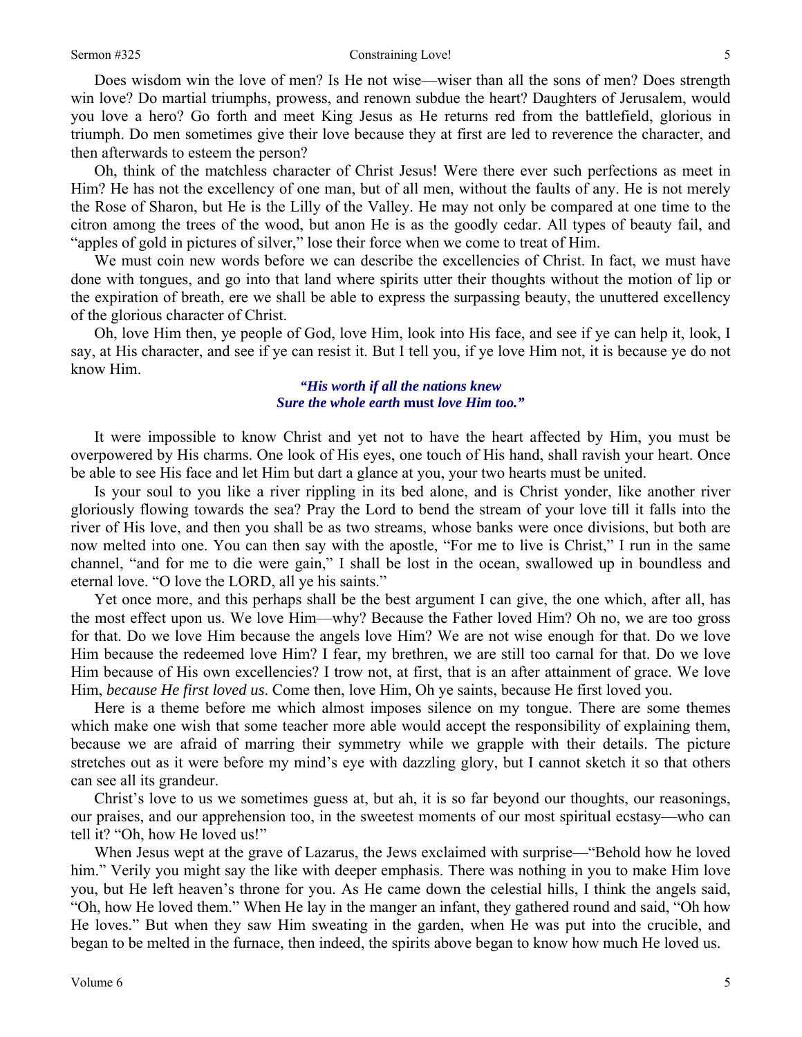Does wisdom win the love of men? Is He not wise—wiser than all the sons of men? Does strength win love? Do martial triumphs, prowess, and renown subdue the heart? Daughters of Jerusalem, would you love a hero? Go forth and meet King Jesus as He returns red from the battlefield, glorious in triumph. Do men sometimes give their love because they at first are led to reverence the character, and then afterwards to esteem the person?

Oh, think of the matchless character of Christ Jesus! Were there ever such perfections as meet in Him? He has not the excellency of one man, but of all men, without the faults of any. He is not merely the Rose of Sharon, but He is the Lilly of the Valley. He may not only be compared at one time to the citron among the trees of the wood, but anon He is as the goodly cedar. All types of beauty fail, and "apples of gold in pictures of silver," lose their force when we come to treat of Him.

We must coin new words before we can describe the excellencies of Christ. In fact, we must have done with tongues, and go into that land where spirits utter their thoughts without the motion of lip or the expiration of breath, ere we shall be able to express the surpassing beauty, the unuttered excellency of the glorious character of Christ.

Oh, love Him then, ye people of God, love Him, look into His face, and see if ye can help it, look, I say, at His character, and see if ye can resist it. But I tell you, if ye love Him not, it is because ye do not know Him.

> ***"His worth if all the nations knew***
> ***Sure the whole earth* must *love Him too."***

It were impossible to know Christ and yet not to have the heart affected by Him, you must be overpowered by His charms. One look of His eyes, one touch of His hand, shall ravish your heart. Once be able to see His face and let Him but dart a glance at you, your two hearts must be united.

Is your soul to you like a river rippling in its bed alone, and is Christ yonder, like another river gloriously flowing towards the sea? Pray the Lord to bend the stream of your love till it falls into the river of His love, and then you shall be as two streams, whose banks were once divisions, but both are now melted into one. You can then say with the apostle, "For me to live is Christ," I run in the same channel, "and for me to die were gain," I shall be lost in the ocean, swallowed up in boundless and eternal love. "O love the LORD, all ye his saints."

Yet once more, and this perhaps shall be the best argument I can give, the one which, after all, has the most effect upon us. We love Him—why? Because the Father loved Him? Oh no, we are too gross for that. Do we love Him because the angels love Him? We are not wise enough for that. Do we love Him because the redeemed love Him? I fear, my brethren, we are still too carnal for that. Do we love Him because of His own excellencies? I trow not, at first, that is an after attainment of grace. We love Him, *because He first loved us*. Come then, love Him, Oh ye saints, because He first loved you.

Here is a theme before me which almost imposes silence on my tongue. There are some themes which make one wish that some teacher more able would accept the responsibility of explaining them, because we are afraid of marring their symmetry while we grapple with their details. The picture stretches out as it were before my mind's eye with dazzling glory, but I cannot sketch it so that others can see all its grandeur.

Christ's love to us we sometimes guess at, but ah, it is so far beyond our thoughts, our reasonings, our praises, and our apprehension too, in the sweetest moments of our most spiritual ecstasy—who can tell it? "Oh, how He loved us!"

When Jesus wept at the grave of Lazarus, the Jews exclaimed with surprise—"Behold how he loved him." Verily you might say the like with deeper emphasis. There was nothing in you to make Him love you, but He left heaven's throne for you. As He came down the celestial hills, I think the angels said, "Oh, how He loved them." When He lay in the manger an infant, they gathered round and said, "Oh how He loves." But when they saw Him sweating in the garden, when He was put into the crucible, and began to be melted in the furnace, then indeed, the spirits above began to know how much He loved us.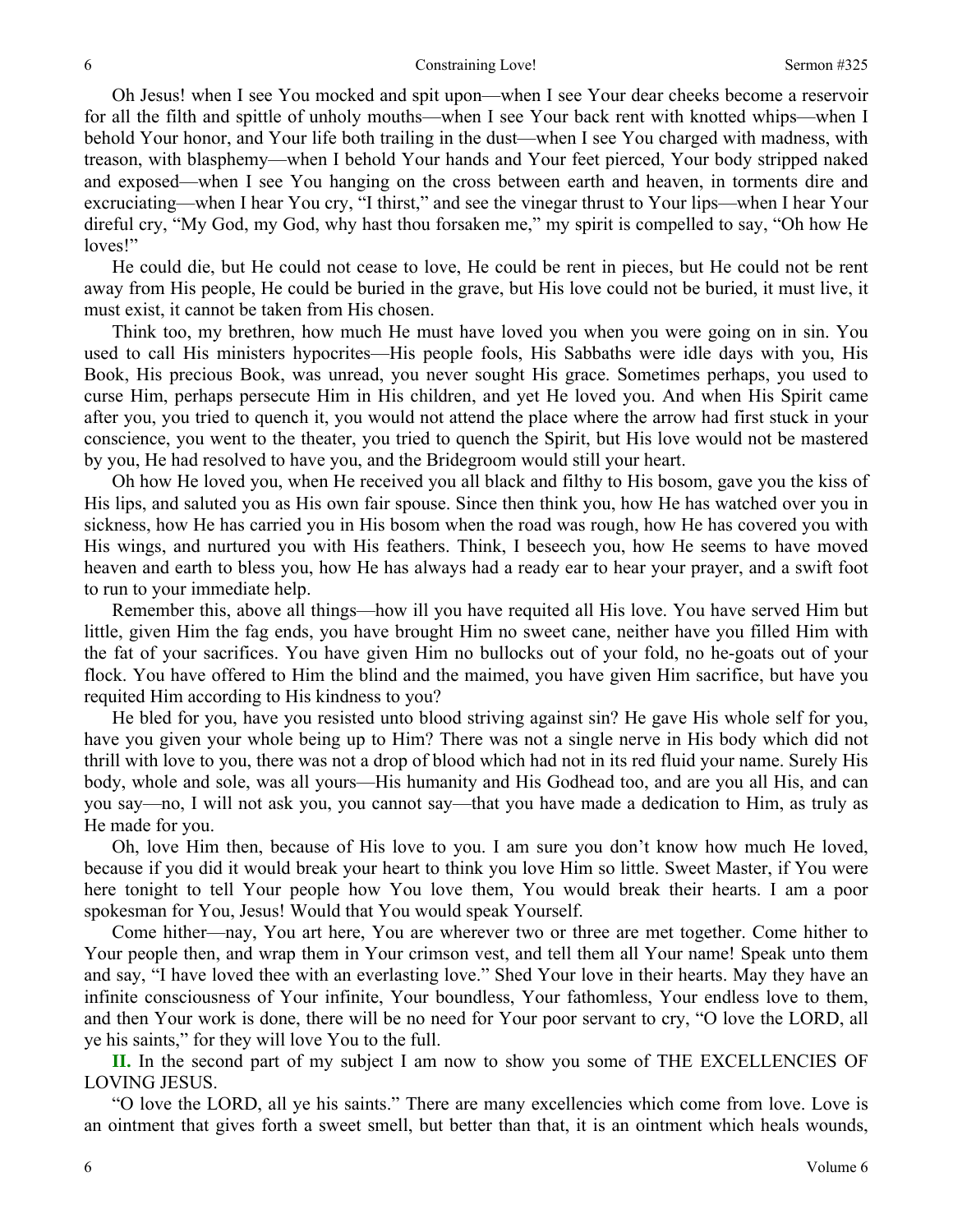Oh Jesus! when I see You mocked and spit upon—when I see Your dear cheeks become a reservoir for all the filth and spittle of unholy mouths—when I see Your back rent with knotted whips—when I behold Your honor, and Your life both trailing in the dust—when I see You charged with madness, with treason, with blasphemy—when I behold Your hands and Your feet pierced, Your body stripped naked and exposed—when I see You hanging on the cross between earth and heaven, in torments dire and excruciating—when I hear You cry, "I thirst," and see the vinegar thrust to Your lips—when I hear Your direful cry, "My God, my God, why hast thou forsaken me," my spirit is compelled to say, "Oh how He loves!"

He could die, but He could not cease to love, He could be rent in pieces, but He could not be rent away from His people, He could be buried in the grave, but His love could not be buried, it must live, it must exist, it cannot be taken from His chosen.

Think too, my brethren, how much He must have loved you when you were going on in sin. You used to call His ministers hypocrites—His people fools, His Sabbaths were idle days with you, His Book, His precious Book, was unread, you never sought His grace. Sometimes perhaps, you used to curse Him, perhaps persecute Him in His children, and yet He loved you. And when His Spirit came after you, you tried to quench it, you would not attend the place where the arrow had first stuck in your conscience, you went to the theater, you tried to quench the Spirit, but His love would not be mastered by you, He had resolved to have you, and the Bridegroom would still your heart.

Oh how He loved you, when He received you all black and filthy to His bosom, gave you the kiss of His lips, and saluted you as His own fair spouse. Since then think you, how He has watched over you in sickness, how He has carried you in His bosom when the road was rough, how He has covered you with His wings, and nurtured you with His feathers. Think, I beseech you, how He seems to have moved heaven and earth to bless you, how He has always had a ready ear to hear your prayer, and a swift foot to run to your immediate help.

Remember this, above all things—how ill you have requited all His love. You have served Him but little, given Him the fag ends, you have brought Him no sweet cane, neither have you filled Him with the fat of your sacrifices. You have given Him no bullocks out of your fold, no he-goats out of your flock. You have offered to Him the blind and the maimed, you have given Him sacrifice, but have you requited Him according to His kindness to you?

He bled for you, have you resisted unto blood striving against sin? He gave His whole self for you, have you given your whole being up to Him? There was not a single nerve in His body which did not thrill with love to you, there was not a drop of blood which had not in its red fluid your name. Surely His body, whole and sole, was all yours—His humanity and His Godhead too, and are you all His, and can you say—no, I will not ask you, you cannot say—that you have made a dedication to Him, as truly as He made for you.

Oh, love Him then, because of His love to you. I am sure you don't know how much He loved, because if you did it would break your heart to think you love Him so little. Sweet Master, if You were here tonight to tell Your people how You love them, You would break their hearts. I am a poor spokesman for You, Jesus! Would that You would speak Yourself.

Come hither—nay, You art here, You are wherever two or three are met together. Come hither to Your people then, and wrap them in Your crimson vest, and tell them all Your name! Speak unto them and say, "I have loved thee with an everlasting love." Shed Your love in their hearts. May they have an infinite consciousness of Your infinite, Your boundless, Your fathomless, Your endless love to them, and then Your work is done, there will be no need for Your poor servant to cry, "O love the LORD, all ye his saints," for they will love You to the full.

**II.** In the second part of my subject I am now to show you some of THE EXCELLENCIES OF LOVING JESUS.

"O love the LORD, all ye his saints." There are many excellencies which come from love. Love is an ointment that gives forth a sweet smell, but better than that, it is an ointment which heals wounds,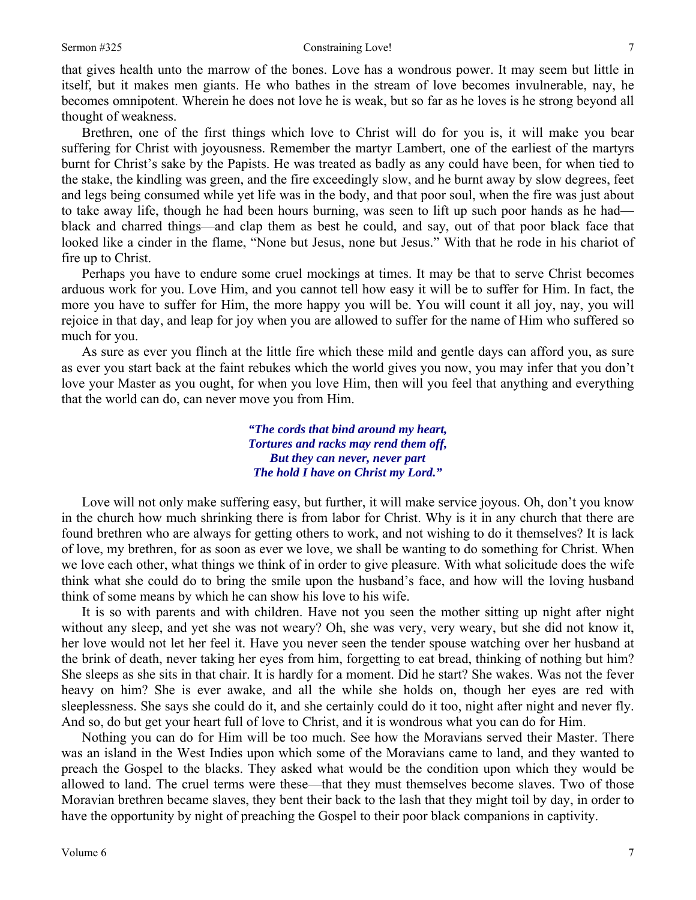that gives health unto the marrow of the bones. Love has a wondrous power. It may seem but little in itself, but it makes men giants. He who bathes in the stream of love becomes invulnerable, nay, he becomes omnipotent. Wherein he does not love he is weak, but so far as he loves is he strong beyond all thought of weakness.

Brethren, one of the first things which love to Christ will do for you is, it will make you bear suffering for Christ with joyousness. Remember the martyr Lambert, one of the earliest of the martyrs burnt for Christ's sake by the Papists. He was treated as badly as any could have been, for when tied to the stake, the kindling was green, and the fire exceedingly slow, and he burnt away by slow degrees, feet and legs being consumed while yet life was in the body, and that poor soul, when the fire was just about to take away life, though he had been hours burning, was seen to lift up such poor hands as he had—black and charred things—and clap them as best he could, and say, out of that poor black face that looked like a cinder in the flame, "None but Jesus, none but Jesus." With that he rode in his chariot of fire up to Christ.

Perhaps you have to endure some cruel mockings at times. It may be that to serve Christ becomes arduous work for you. Love Him, and you cannot tell how easy it will be to suffer for Him. In fact, the more you have to suffer for Him, the more happy you will be. You will count it all joy, nay, you will rejoice in that day, and leap for joy when you are allowed to suffer for the name of Him who suffered so much for you.

As sure as ever you flinch at the little fire which these mild and gentle days can afford you, as sure as ever you start back at the faint rebukes which the world gives you now, you may infer that you don't love your Master as you ought, for when you love Him, then will you feel that anything and everything that the world can do, can never move you from Him.

> ***"The cords that bind around my heart,***
> ***Tortures and racks may rend them off,***
> ***But they can never, never part***
> ***The hold I have on Christ my Lord."***

Love will not only make suffering easy, but further, it will make service joyous. Oh, don't you know in the church how much shrinking there is from labor for Christ. Why is it in any church that there are found brethren who are always for getting others to work, and not wishing to do it themselves? It is lack of love, my brethren, for as soon as ever we love, we shall be wanting to do something for Christ. When we love each other, what things we think of in order to give pleasure. With what solicitude does the wife think what she could do to bring the smile upon the husband's face, and how will the loving husband think of some means by which he can show his love to his wife.

It is so with parents and with children. Have not you seen the mother sitting up night after night without any sleep, and yet she was not weary? Oh, she was very, very weary, but she did not know it, her love would not let her feel it. Have you never seen the tender spouse watching over her husband at the brink of death, never taking her eyes from him, forgetting to eat bread, thinking of nothing but him? She sleeps as she sits in that chair. It is hardly for a moment. Did he start? She wakes. Was not the fever heavy on him? She is ever awake, and all the while she holds on, though her eyes are red with sleeplessness. She says she could do it, and she certainly could do it too, night after night and never fly. And so, do but get your heart full of love to Christ, and it is wondrous what you can do for Him.

Nothing you can do for Him will be too much. See how the Moravians served their Master. There was an island in the West Indies upon which some of the Moravians came to land, and they wanted to preach the Gospel to the blacks. They asked what would be the condition upon which they would be allowed to land. The cruel terms were these—that they must themselves become slaves. Two of those Moravian brethren became slaves, they bent their back to the lash that they might toil by day, in order to have the opportunity by night of preaching the Gospel to their poor black companions in captivity.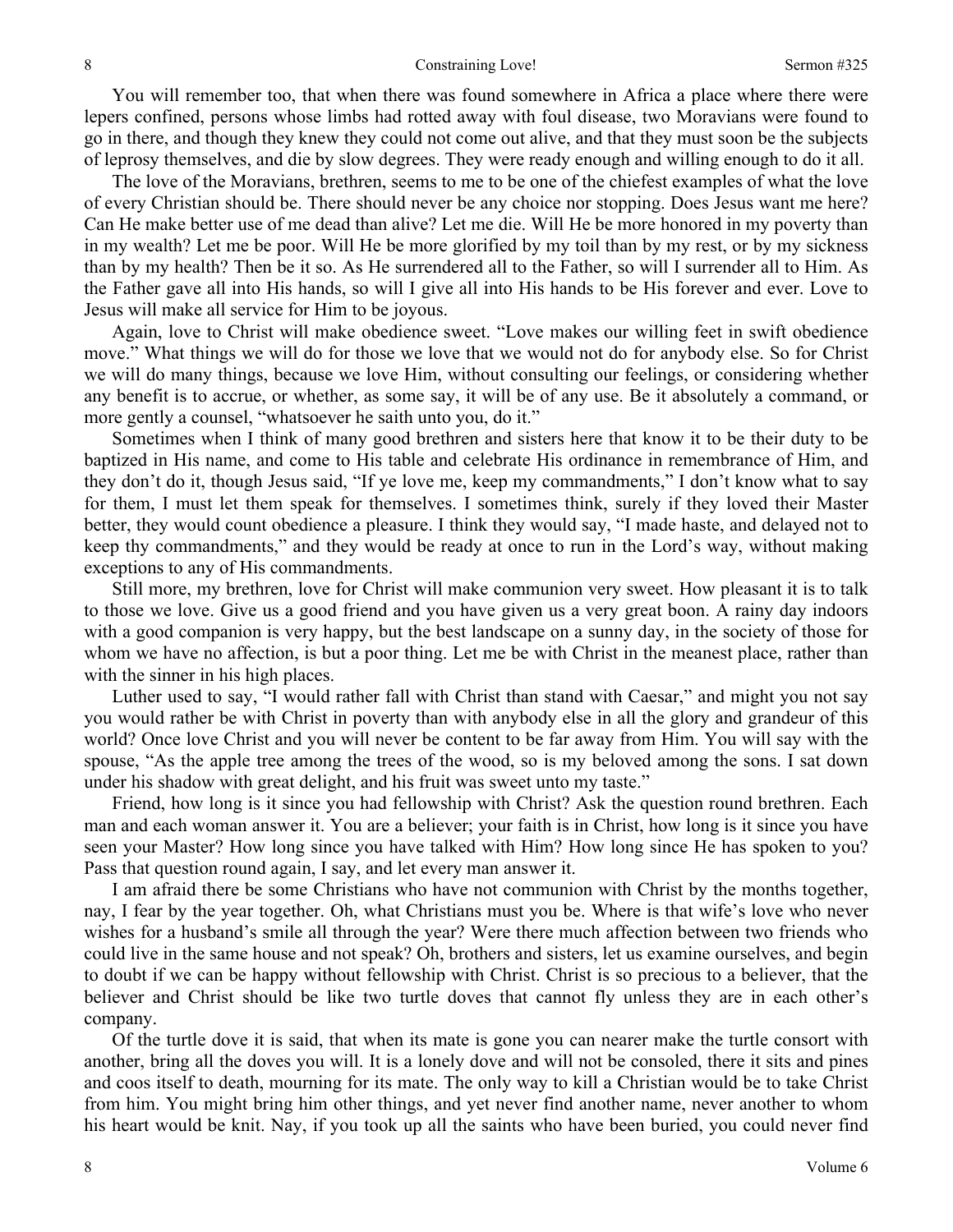You will remember too, that when there was found somewhere in Africa a place where there were lepers confined, persons whose limbs had rotted away with foul disease, two Moravians were found to go in there, and though they knew they could not come out alive, and that they must soon be the subjects of leprosy themselves, and die by slow degrees. They were ready enough and willing enough to do it all.

The love of the Moravians, brethren, seems to me to be one of the chiefest examples of what the love of every Christian should be. There should never be any choice nor stopping. Does Jesus want me here? Can He make better use of me dead than alive? Let me die. Will He be more honored in my poverty than in my wealth? Let me be poor. Will He be more glorified by my toil than by my rest, or by my sickness than by my health? Then be it so. As He surrendered all to the Father, so will I surrender all to Him. As the Father gave all into His hands, so will I give all into His hands to be His forever and ever. Love to Jesus will make all service for Him to be joyous.

Again, love to Christ will make obedience sweet. "Love makes our willing feet in swift obedience move." What things we will do for those we love that we would not do for anybody else. So for Christ we will do many things, because we love Him, without consulting our feelings, or considering whether any benefit is to accrue, or whether, as some say, it will be of any use. Be it absolutely a command, or more gently a counsel, "whatsoever he saith unto you, do it."

Sometimes when I think of many good brethren and sisters here that know it to be their duty to be baptized in His name, and come to His table and celebrate His ordinance in remembrance of Him, and they don't do it, though Jesus said, "If ye love me, keep my commandments," I don't know what to say for them, I must let them speak for themselves. I sometimes think, surely if they loved their Master better, they would count obedience a pleasure. I think they would say, "I made haste, and delayed not to keep thy commandments," and they would be ready at once to run in the Lord's way, without making exceptions to any of His commandments.

Still more, my brethren, love for Christ will make communion very sweet. How pleasant it is to talk to those we love. Give us a good friend and you have given us a very great boon. A rainy day indoors with a good companion is very happy, but the best landscape on a sunny day, in the society of those for whom we have no affection, is but a poor thing. Let me be with Christ in the meanest place, rather than with the sinner in his high places.

Luther used to say, "I would rather fall with Christ than stand with Caesar," and might you not say you would rather be with Christ in poverty than with anybody else in all the glory and grandeur of this world? Once love Christ and you will never be content to be far away from Him. You will say with the spouse, "As the apple tree among the trees of the wood, so is my beloved among the sons. I sat down under his shadow with great delight, and his fruit was sweet unto my taste."

Friend, how long is it since you had fellowship with Christ? Ask the question round brethren. Each man and each woman answer it. You are a believer; your faith is in Christ, how long is it since you have seen your Master? How long since you have talked with Him? How long since He has spoken to you? Pass that question round again, I say, and let every man answer it.

I am afraid there be some Christians who have not communion with Christ by the months together, nay, I fear by the year together. Oh, what Christians must you be. Where is that wife's love who never wishes for a husband's smile all through the year? Were there much affection between two friends who could live in the same house and not speak? Oh, brothers and sisters, let us examine ourselves, and begin to doubt if we can be happy without fellowship with Christ. Christ is so precious to a believer, that the believer and Christ should be like two turtle doves that cannot fly unless they are in each other's company.

Of the turtle dove it is said, that when its mate is gone you can nearer make the turtle consort with another, bring all the doves you will. It is a lonely dove and will not be consoled, there it sits and pines and coos itself to death, mourning for its mate. The only way to kill a Christian would be to take Christ from him. You might bring him other things, and yet never find another name, never another to whom his heart would be knit. Nay, if you took up all the saints who have been buried, you could never find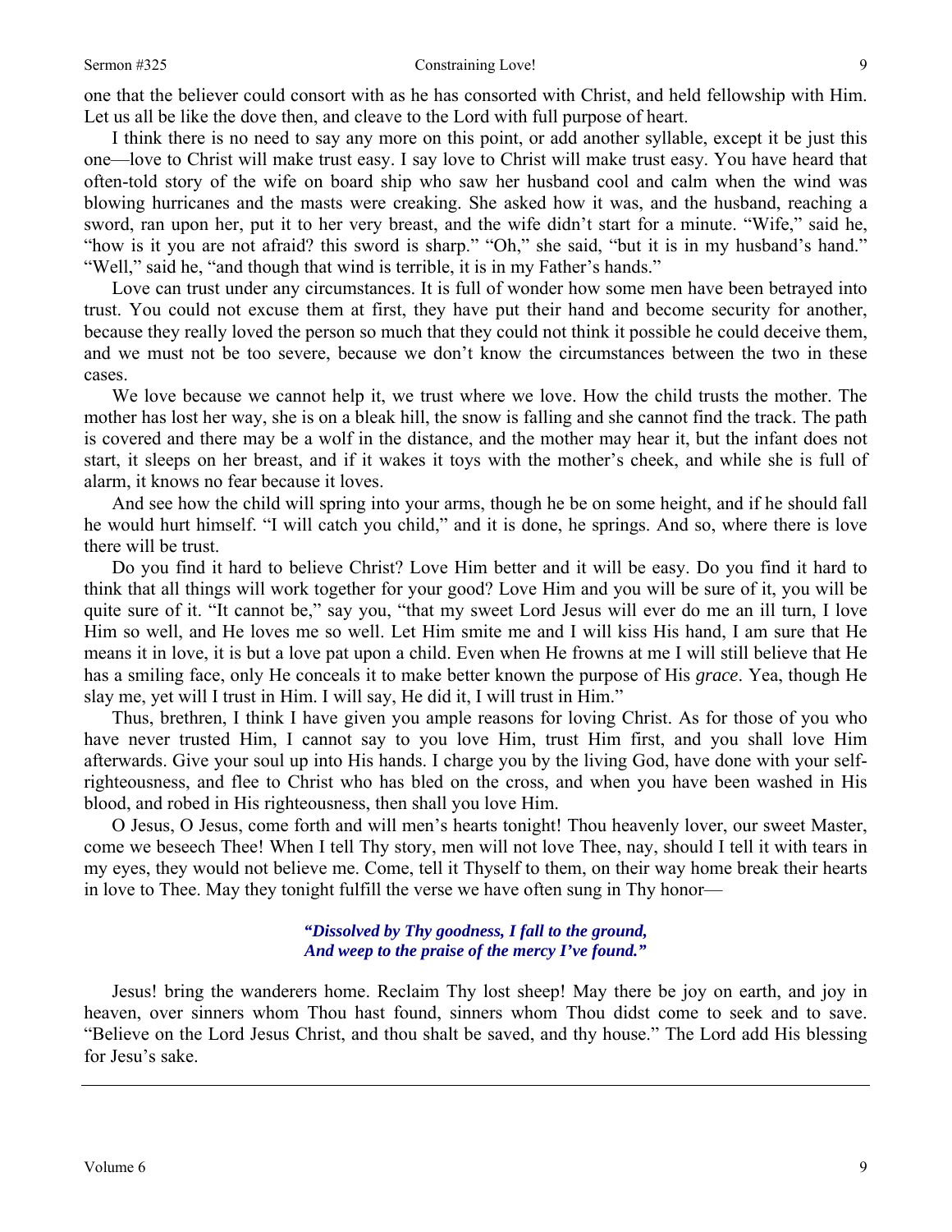one that the believer could consort with as he has consorted with Christ, and held fellowship with Him. Let us all be like the dove then, and cleave to the Lord with full purpose of heart.

I think there is no need to say any more on this point, or add another syllable, except it be just this one—love to Christ will make trust easy. I say love to Christ will make trust easy. You have heard that often-told story of the wife on board ship who saw her husband cool and calm when the wind was blowing hurricanes and the masts were creaking. She asked how it was, and the husband, reaching a sword, ran upon her, put it to her very breast, and the wife didn't start for a minute. "Wife," said he, "how is it you are not afraid? this sword is sharp." "Oh," she said, "but it is in my husband's hand." "Well," said he, "and though that wind is terrible, it is in my Father's hands."

Love can trust under any circumstances. It is full of wonder how some men have been betrayed into trust. You could not excuse them at first, they have put their hand and become security for another, because they really loved the person so much that they could not think it possible he could deceive them, and we must not be too severe, because we don't know the circumstances between the two in these cases.

We love because we cannot help it, we trust where we love. How the child trusts the mother. The mother has lost her way, she is on a bleak hill, the snow is falling and she cannot find the track. The path is covered and there may be a wolf in the distance, and the mother may hear it, but the infant does not start, it sleeps on her breast, and if it wakes it toys with the mother's cheek, and while she is full of alarm, it knows no fear because it loves.

And see how the child will spring into your arms, though he be on some height, and if he should fall he would hurt himself. "I will catch you child," and it is done, he springs. And so, where there is love there will be trust.

Do you find it hard to believe Christ? Love Him better and it will be easy. Do you find it hard to think that all things will work together for your good? Love Him and you will be sure of it, you will be quite sure of it. "It cannot be," say you, "that my sweet Lord Jesus will ever do me an ill turn, I love Him so well, and He loves me so well. Let Him smite me and I will kiss His hand, I am sure that He means it in love, it is but a love pat upon a child. Even when He frowns at me I will still believe that He has a smiling face, only He conceals it to make better known the purpose of His *grace*. Yea, though He slay me, yet will I trust in Him. I will say, He did it, I will trust in Him."

Thus, brethren, I think I have given you ample reasons for loving Christ. As for those of you who have never trusted Him, I cannot say to you love Him, trust Him first, and you shall love Him afterwards. Give your soul up into His hands. I charge you by the living God, have done with your self-righteousness, and flee to Christ who has bled on the cross, and when you have been washed in His blood, and robed in His righteousness, then shall you love Him.

O Jesus, O Jesus, come forth and will men's hearts tonight! Thou heavenly lover, our sweet Master, come we beseech Thee! When I tell Thy story, men will not love Thee, nay, should I tell it with tears in my eyes, they would not believe me. Come, tell it Thyself to them, on their way home break their hearts in love to Thee. May they tonight fulfill the verse we have often sung in Thy honor—

> ***"Dissolved by Thy goodness, I fall to the ground,***
> ***And weep to the praise of the mercy I've found."***

Jesus! bring the wanderers home. Reclaim Thy lost sheep! May there be joy on earth, and joy in heaven, over sinners whom Thou hast found, sinners whom Thou didst come to seek and to save. "Believe on the Lord Jesus Christ, and thou shalt be saved, and thy house." The Lord add His blessing for Jesu's sake.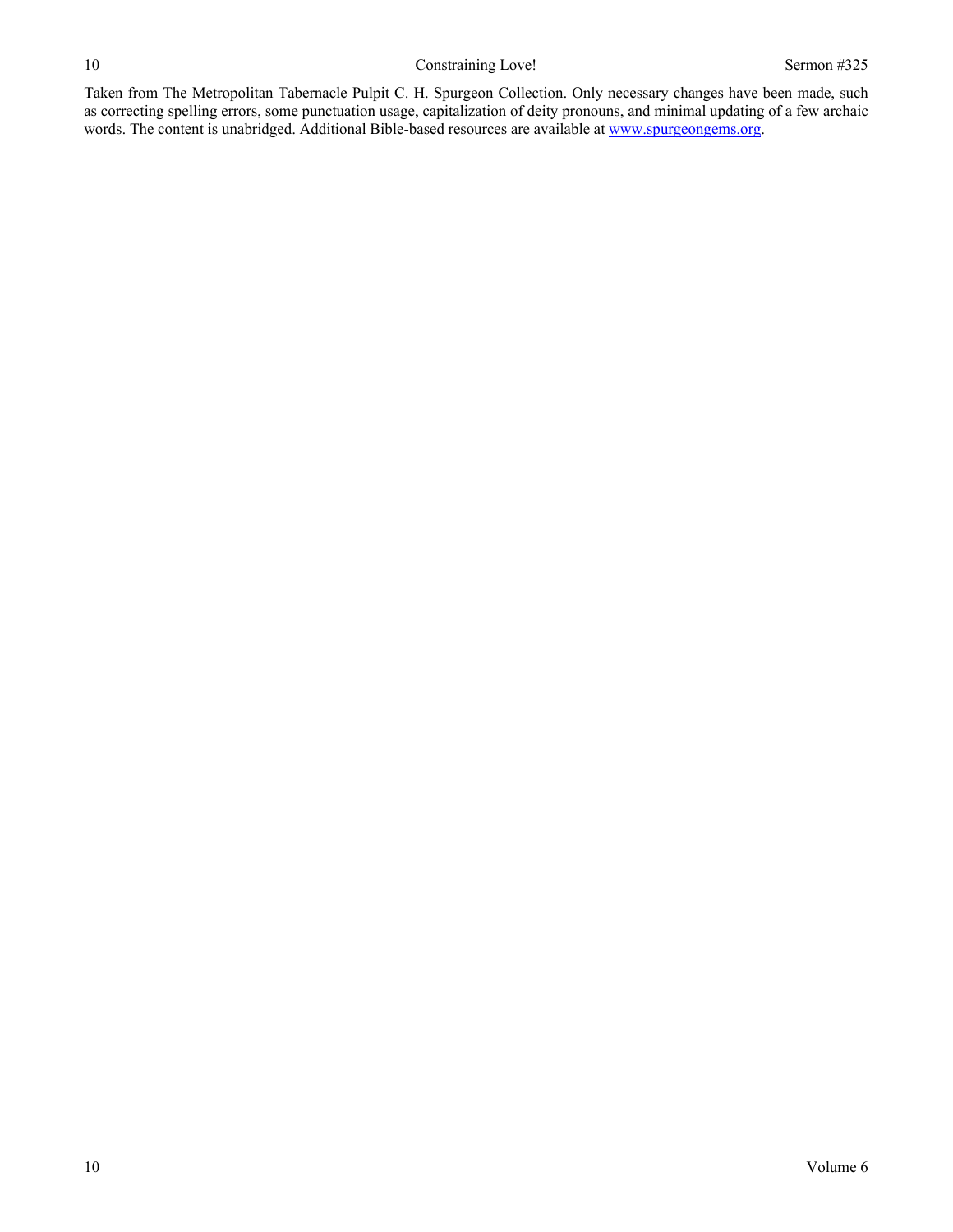Taken from The Metropolitan Tabernacle Pulpit C. H. Spurgeon Collection. Only necessary changes have been made, such as correcting spelling errors, some punctuation usage, capitalization of deity pronouns, and minimal updating of a few archaic words. The content is unabridged. Additional Bible-based resources are available at www.spurgeongems.org.